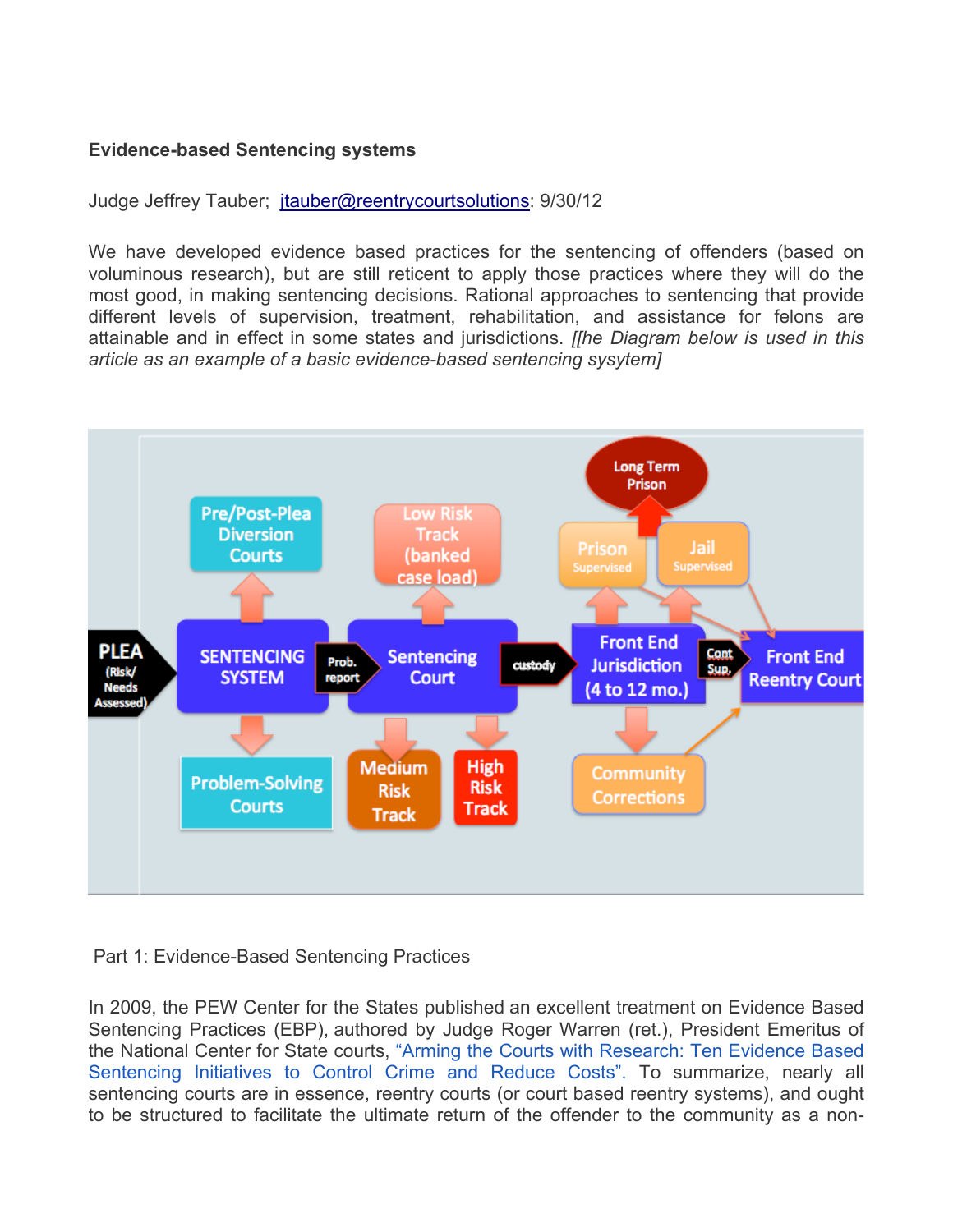**Evidence-based Sentencing systems**

Judge Jeffrey Tauber; jtauber@reentrycourtsolutions: 9/30/12

We have developed evidence based practices for the sentencing of offenders (based on voluminous research), but are still reticent to apply those practices where they will do the most good, in making sentencing decisions. Rational approaches to sentencing that provide different levels of supervision, treatment, rehabilitation, and assistance for felons are attainable and in effect in some states and jurisdictions. *[[he Diagram below is used in this article as an example of a basic evidence-based sentencing sysytem]*

Part 1: Evidence-Based Sentencing Practices

In 2009, the PEW Center for the States published an excellent treatment on Evidence Based Sentencing Practices (EBP), authored by Judge Roger Warren (ret.), President Emeritus of the National Center for State courts, "Arming the Courts with Research: Ten Evidence Based Sentencing Initiatives to Control Crime and Reduce Costs". To summarize, nearly all sentencing courts are in essence, reentry courts (or court based reentry systems), and ought to be structured to facilitate the ultimate return of the offender to the community as a non-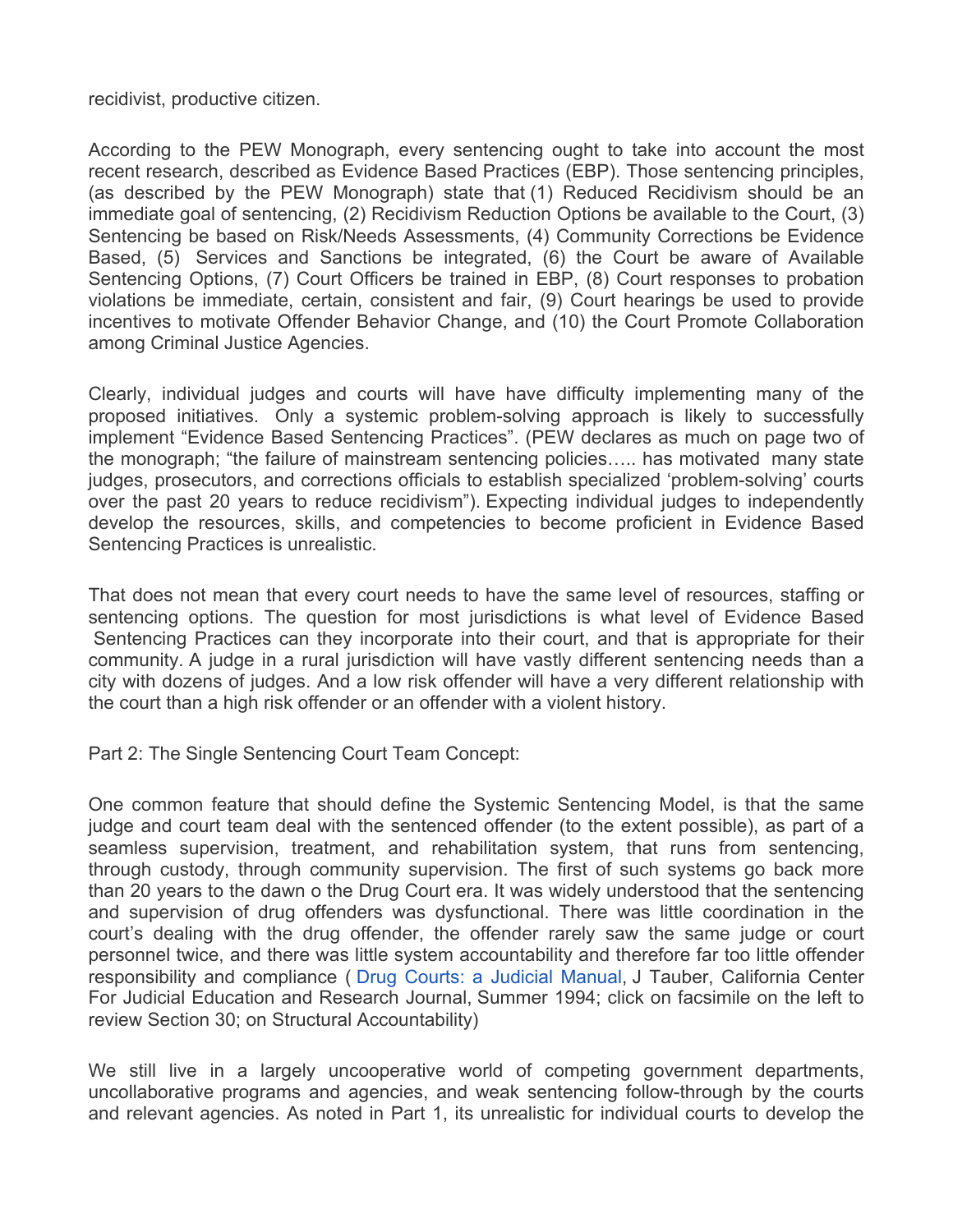recidivist, productive citizen.

According to the PEW Monograph, every sentencing ought to take into account the most recent research, described as Evidence Based Practices (EBP). Those sentencing principles, (as described by the PEW Monograph) state that (1) Reduced Recidivism should be an immediate goal of sentencing, (2) Recidivism Reduction Options be available to the Court, (3) Sentencing be based on Risk/Needs Assessments, (4) Community Corrections be Evidence Based, (5) Services and Sanctions be integrated, (6) the Court be aware of Available Sentencing Options, (7) Court Officers be trained in EBP, (8) Court responses to probation violations be immediate, certain, consistent and fair, (9) Court hearings be used to provide incentives to motivate Offender Behavior Change, and (10) the Court Promote Collaboration among Criminal Justice Agencies.

Clearly, individual judges and courts will have have difficulty implementing many of the proposed initiatives. Only a systemic problem-solving approach is likely to successfully implement "Evidence Based Sentencing Practices". (PEW declares as much on page two of the monograph; "the failure of mainstream sentencing policies….. has motivated many state judges, prosecutors, and corrections officials to establish specialized 'problem-solving' courts over the past 20 years to reduce recidivism"). Expecting individual judges to independently develop the resources, skills, and competencies to become proficient in Evidence Based Sentencing Practices is unrealistic.

That does not mean that every court needs to have the same level of resources, staffing or sentencing options. The question for most jurisdictions is what level of Evidence Based Sentencing Practices can they incorporate into their court, and that is appropriate for their community. A judge in a rural jurisdiction will have vastly different sentencing needs than a city with dozens of judges. And a low risk offender will have a very different relationship with the court than a high risk offender or an offender with a violent history.

Part 2: The Single Sentencing Court Team Concept:

One common feature that should define the Systemic Sentencing Model, is that the same judge and court team deal with the sentenced offender (to the extent possible), as part of a seamless supervision, treatment, and rehabilitation system, that runs from sentencing, through custody, through community supervision. The first of such systems go back more than 20 years to the dawn o the Drug Court era. It was widely understood that the sentencing and supervision of drug offenders was dysfunctional. There was little coordination in the court's dealing with the drug offender, the offender rarely saw the same judge or court personnel twice, and there was little system accountability and therefore far too little offender responsibility and compliance ( Drug Courts: a Judicial Manual, J Tauber, California Center For Judicial Education and Research Journal, Summer 1994; click on facsimile on the left to review Section 30; on Structural Accountability)

We still live in a largely uncooperative world of competing government departments, uncollaborative programs and agencies, and weak sentencing follow-through by the courts and relevant agencies. As noted in Part 1, its unrealistic for individual courts to develop the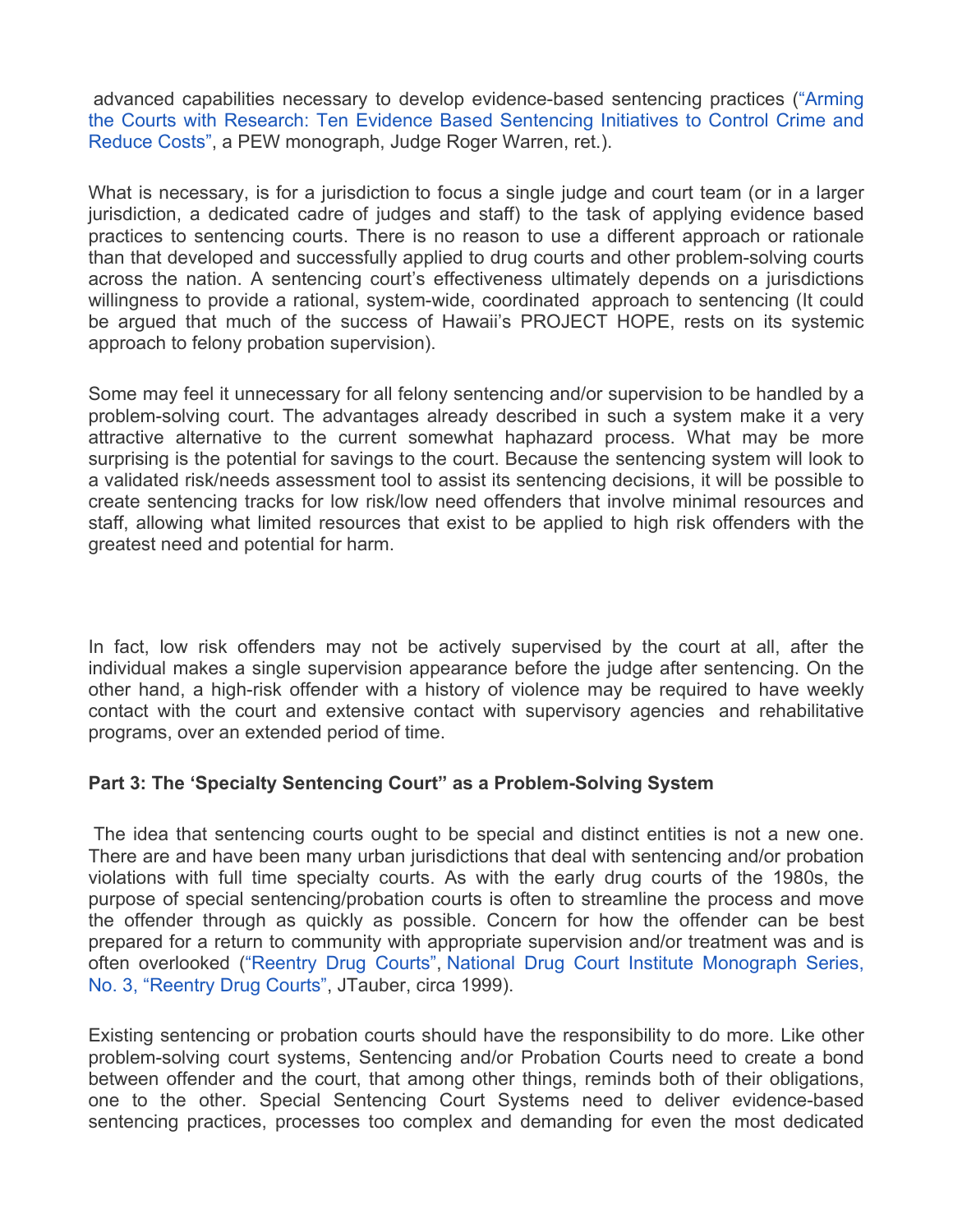advanced capabilities necessary to develop evidence-based sentencing practices ("Arming the Courts with Research: Ten Evidence Based Sentencing Initiatives to Control Crime and Reduce Costs", a PEW monograph, Judge Roger Warren, ret.).

What is necessary, is for a jurisdiction to focus a single judge and court team (or in a larger jurisdiction, a dedicated cadre of judges and staff) to the task of applying evidence based practices to sentencing courts. There is no reason to use a different approach or rationale than that developed and successfully applied to drug courts and other problem-solving courts across the nation. A sentencing court's effectiveness ultimately depends on a jurisdictions willingness to provide a rational, system-wide, coordinated approach to sentencing (It could be argued that much of the success of Hawaii's PROJECT HOPE, rests on its systemic approach to felony probation supervision).

Some may feel it unnecessary for all felony sentencing and/or supervision to be handled by a problem-solving court. The advantages already described in such a system make it a very attractive alternative to the current somewhat haphazard process. What may be more surprising is the potential for savings to the court. Because the sentencing system will look to a validated risk/needs assessment tool to assist its sentencing decisions, it will be possible to create sentencing tracks for low risk/low need offenders that involve minimal resources and staff, allowing what limited resources that exist to be applied to high risk offenders with the greatest need and potential for harm.

In fact, low risk offenders may not be actively supervised by the court at all, after the individual makes a single supervision appearance before the judge after sentencing. On the other hand, a high-risk offender with a history of violence may be required to have weekly contact with the court and extensive contact with supervisory agencies and rehabilitative programs, over an extended period of time.

**Part 3: The 'Specialty Sentencing Court" as a Problem-Solving System**

The idea that sentencing courts ought to be special and distinct entities is not a new one. There are and have been many urban jurisdictions that deal with sentencing and/or probation violations with full time specialty courts. As with the early drug courts of the 1980s, the purpose of special sentencing/probation courts is often to streamline the process and move the offender through as quickly as possible. Concern for how the offender can be best prepared for a return to community with appropriate supervision and/or treatment was and is often overlooked ("Reentry Drug Courts", National Drug Court Institute Monograph Series, No. 3, "Reentry Drug Courts", JTauber, circa 1999).

Existing sentencing or probation courts should have the responsibility to do more. Like other problem-solving court systems, Sentencing and/or Probation Courts need to create a bond between offender and the court, that among other things, reminds both of their obligations, one to the other. Special Sentencing Court Systems need to deliver evidence-based sentencing practices, processes too complex and demanding for even the most dedicated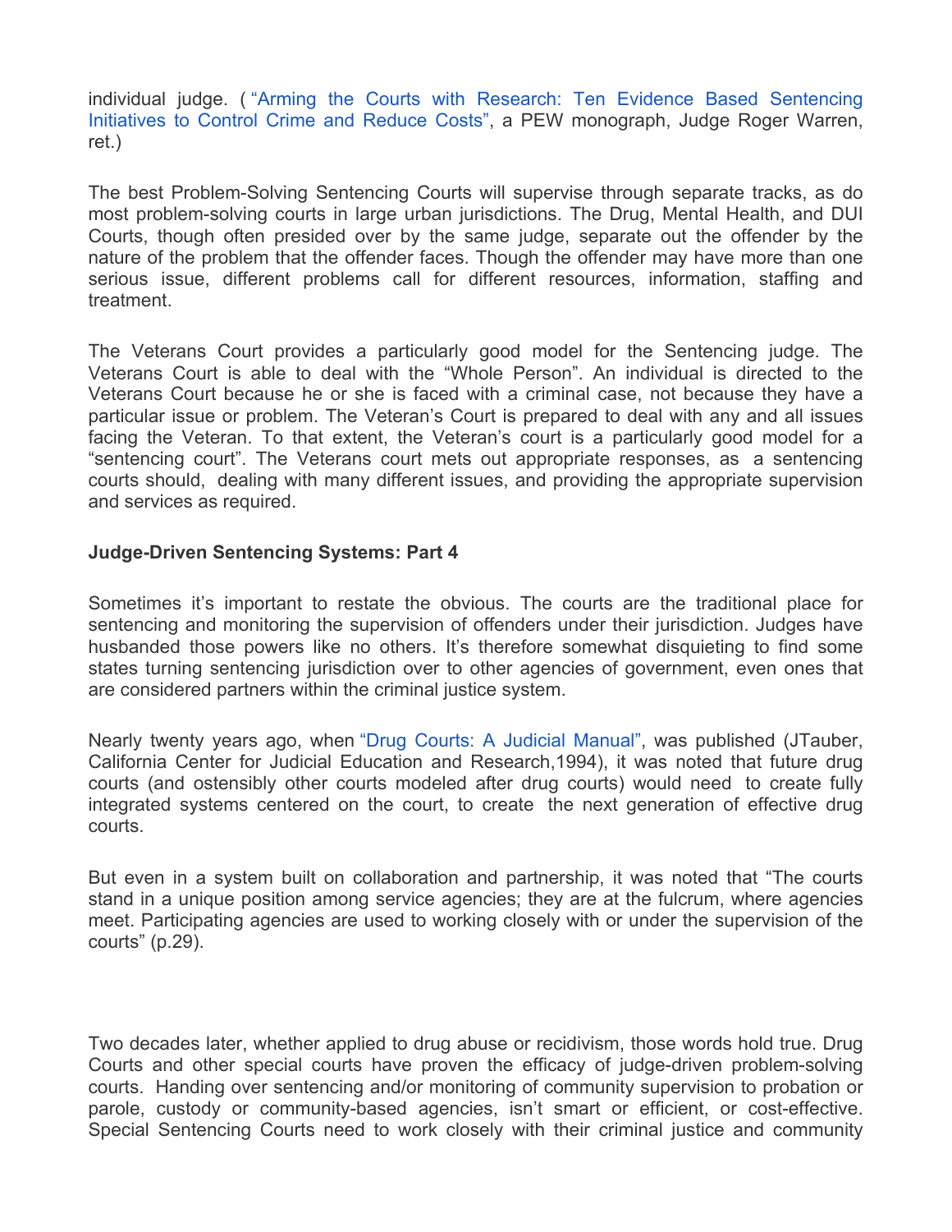individual judge. ( "Arming the Courts with Research: Ten Evidence Based Sentencing Initiatives to Control Crime and Reduce Costs", a PEW monograph, Judge Roger Warren, ret.)

The best Problem-Solving Sentencing Courts will supervise through separate tracks, as do most problem-solving courts in large urban jurisdictions. The Drug, Mental Health, and DUI Courts, though often presided over by the same judge, separate out the offender by the nature of the problem that the offender faces. Though the offender may have more than one serious issue, different problems call for different resources, information, staffing and treatment.

The Veterans Court provides a particularly good model for the Sentencing judge. The Veterans Court is able to deal with the "Whole Person". An individual is directed to the Veterans Court because he or she is faced with a criminal case, not because they have a particular issue or problem. The Veteran's Court is prepared to deal with any and all issues facing the Veteran. To that extent, the Veteran's court is a particularly good model for a "sentencing court". The Veterans court mets out appropriate responses, as a sentencing courts should, dealing with many different issues, and providing the appropriate supervision and services as required.

**Judge-Driven Sentencing Systems: Part 4**

Sometimes it's important to restate the obvious. The courts are the traditional place for sentencing and monitoring the supervision of offenders under their jurisdiction. Judges have husbanded those powers like no others. It's therefore somewhat disquieting to find some states turning sentencing jurisdiction over to other agencies of government, even ones that are considered partners within the criminal justice system.

Nearly twenty years ago, when "Drug Courts: A Judicial Manual", was published (JTauber, California Center for Judicial Education and Research,1994), it was noted that future drug courts (and ostensibly other courts modeled after drug courts) would need to create fully integrated systems centered on the court, to create the next generation of effective drug courts.

But even in a system built on collaboration and partnership, it was noted that "The courts stand in a unique position among service agencies; they are at the fulcrum, where agencies meet. Participating agencies are used to working closely with or under the supervision of the courts" (p.29).

Two decades later, whether applied to drug abuse or recidivism, those words hold true. Drug Courts and other special courts have proven the efficacy of judge-driven problem-solving courts. Handing over sentencing and/or monitoring of community supervision to probation or parole, custody or community-based agencies, isn't smart or efficient, or cost-effective. Special Sentencing Courts need to work closely with their criminal justice and community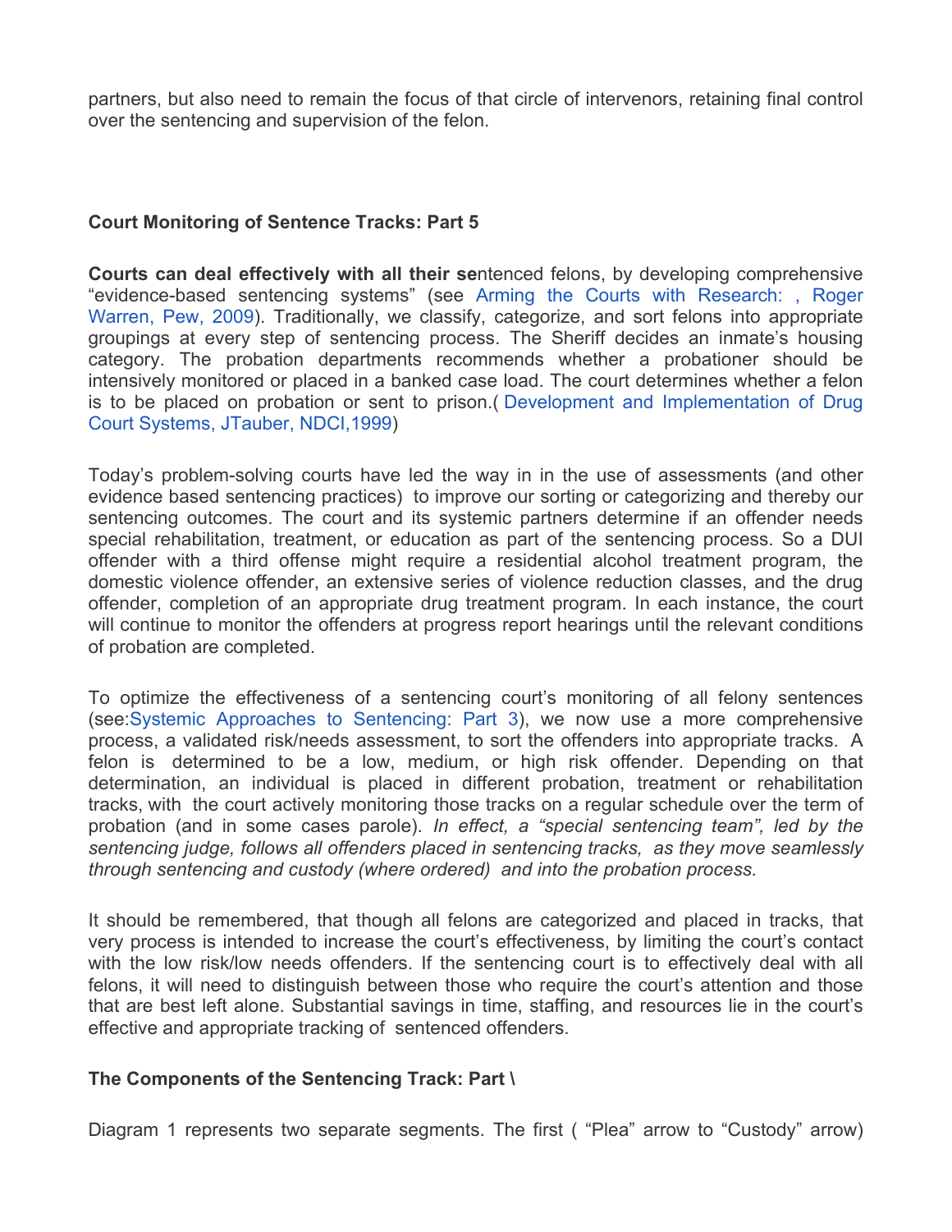partners, but also need to remain the focus of that circle of intervenors, retaining final control over the sentencing and supervision of the felon.

**Court Monitoring of Sentence Tracks: Part 5**

**Courts can deal effectively with all their se**ntenced felons, by developing comprehensive "evidence-based sentencing systems" (see Arming the Courts with Research: , Roger Warren, Pew, 2009). Traditionally, we classify, categorize, and sort felons into appropriate groupings at every step of sentencing process. The Sheriff decides an inmate's housing category. The probation departments recommends whether a probationer should be intensively monitored or placed in a banked case load. The court determines whether a felon is to be placed on probation or sent to prison.( Development and Implementation of Drug Court Systems, JTauber, NDCI,1999)

Today's problem-solving courts have led the way in in the use of assessments (and other evidence based sentencing practices) to improve our sorting or categorizing and thereby our sentencing outcomes. The court and its systemic partners determine if an offender needs special rehabilitation, treatment, or education as part of the sentencing process. So a DUI offender with a third offense might require a residential alcohol treatment program, the domestic violence offender, an extensive series of violence reduction classes, and the drug offender, completion of an appropriate drug treatment program. In each instance, the court will continue to monitor the offenders at progress report hearings until the relevant conditions of probation are completed.

To optimize the effectiveness of a sentencing court's monitoring of all felony sentences (see:Systemic Approaches to Sentencing: Part 3), we now use a more comprehensive process, a validated risk/needs assessment, to sort the offenders into appropriate tracks. A felon is determined to be a low, medium, or high risk offender. Depending on that determination, an individual is placed in different probation, treatment or rehabilitation tracks, with the court actively monitoring those tracks on a regular schedule over the term of probation (and in some cases parole). *In effect, a "special sentencing team", led by the sentencing judge, follows all offenders placed in sentencing tracks, as they move seamlessly through sentencing and custody (where ordered) and into the probation process.*

It should be remembered, that though all felons are categorized and placed in tracks, that very process is intended to increase the court's effectiveness, by limiting the court's contact with the low risk/low needs offenders. If the sentencing court is to effectively deal with all felons, it will need to distinguish between those who require the court's attention and those that are best left alone. Substantial savings in time, staffing, and resources lie in the court's effective and appropriate tracking of sentenced offenders.

**The Components of the Sentencing Track: Part \**

Diagram 1 represents two separate segments. The first ( "Plea" arrow to "Custody" arrow)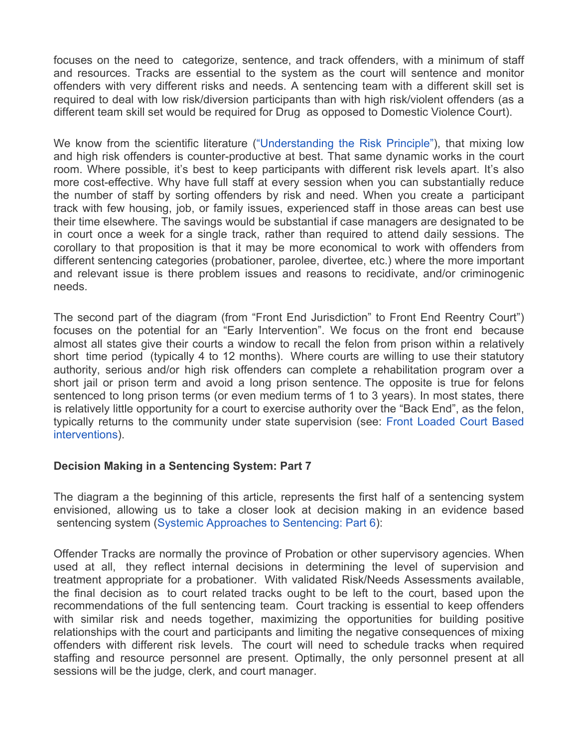focuses on the need to categorize, sentence, and track offenders, with a minimum of staff and resources. Tracks are essential to the system as the court will sentence and monitor offenders with very different risks and needs. A sentencing team with a different skill set is required to deal with low risk/diversion participants than with high risk/violent offenders (as a different team skill set would be required for Drug as opposed to Domestic Violence Court).

We know from the scientific literature ("Understanding the Risk Principle"), that mixing low and high risk offenders is counter-productive at best. That same dynamic works in the court room. Where possible, it's best to keep participants with different risk levels apart. It's also more cost-effective. Why have full staff at every session when you can substantially reduce the number of staff by sorting offenders by risk and need. When you create a participant track with few housing, job, or family issues, experienced staff in those areas can best use their time elsewhere. The savings would be substantial if case managers are designated to be in court once a week for a single track, rather than required to attend daily sessions. The corollary to that proposition is that it may be more economical to work with offenders from different sentencing categories (probationer, parolee, divertee, etc.) where the more important and relevant issue is there problem issues and reasons to recidivate, and/or criminogenic needs.

The second part of the diagram (from "Front End Jurisdiction" to Front End Reentry Court") focuses on the potential for an "Early Intervention". We focus on the front end because almost all states give their courts a window to recall the felon from prison within a relatively short time period (typically 4 to 12 months). Where courts are willing to use their statutory authority, serious and/or high risk offenders can complete a rehabilitation program over a short jail or prison term and avoid a long prison sentence. The opposite is true for felons sentenced to long prison terms (or even medium terms of 1 to 3 years). In most states, there is relatively little opportunity for a court to exercise authority over the "Back End", as the felon, typically returns to the community under state supervision (see: Front Loaded Court Based interventions).

**Decision Making in a Sentencing System: Part 7**

The diagram a the beginning of this article, represents the first half of a sentencing system envisioned, allowing us to take a closer look at decision making in an evidence based sentencing system (Systemic Approaches to Sentencing: Part 6):

Offender Tracks are normally the province of Probation or other supervisory agencies. When used at all, they reflect internal decisions in determining the level of supervision and treatment appropriate for a probationer. With validated Risk/Needs Assessments available, the final decision as to court related tracks ought to be left to the court, based upon the recommendations of the full sentencing team. Court tracking is essential to keep offenders with similar risk and needs together, maximizing the opportunities for building positive relationships with the court and participants and limiting the negative consequences of mixing offenders with different risk levels. The court will need to schedule tracks when required staffing and resource personnel are present. Optimally, the only personnel present at all sessions will be the judge, clerk, and court manager.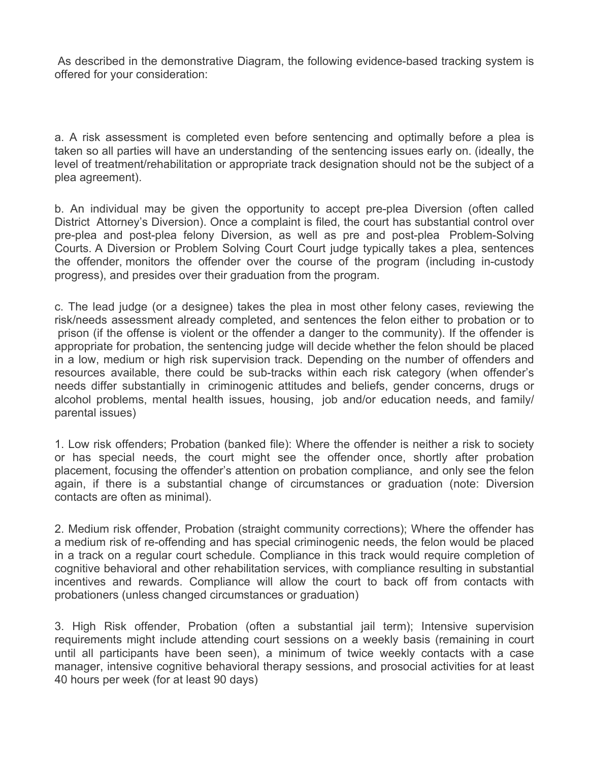As described in the demonstrative Diagram, the following evidence-based tracking system is offered for your consideration:

a. A risk assessment is completed even before sentencing and optimally before a plea is taken so all parties will have an understanding of the sentencing issues early on. (ideally, the level of treatment/rehabilitation or appropriate track designation should not be the subject of a plea agreement).

b. An individual may be given the opportunity to accept pre-plea Diversion (often called District Attorney's Diversion). Once a complaint is filed, the court has substantial control over pre-plea and post-plea felony Diversion, as well as pre and post-plea Problem-Solving Courts. A Diversion or Problem Solving Court Court judge typically takes a plea, sentences the offender, monitors the offender over the course of the program (including in-custody progress), and presides over their graduation from the program.

c. The lead judge (or a designee) takes the plea in most other felony cases, reviewing the risk/needs assessment already completed, and sentences the felon either to probation or to prison (if the offense is violent or the offender a danger to the community). If the offender is appropriate for probation, the sentencing judge will decide whether the felon should be placed in a low, medium or high risk supervision track. Depending on the number of offenders and resources available, there could be sub-tracks within each risk category (when offender's needs differ substantially in criminogenic attitudes and beliefs, gender concerns, drugs or alcohol problems, mental health issues, housing, job and/or education needs, and family/ parental issues)

1. Low risk offenders; Probation (banked file): Where the offender is neither a risk to society or has special needs, the court might see the offender once, shortly after probation placement, focusing the offender's attention on probation compliance, and only see the felon again, if there is a substantial change of circumstances or graduation (note: Diversion contacts are often as minimal).

2. Medium risk offender, Probation (straight community corrections); Where the offender has a medium risk of re-offending and has special criminogenic needs, the felon would be placed in a track on a regular court schedule. Compliance in this track would require completion of cognitive behavioral and other rehabilitation services, with compliance resulting in substantial incentives and rewards. Compliance will allow the court to back off from contacts with probationers (unless changed circumstances or graduation)

3. High Risk offender, Probation (often a substantial jail term); Intensive supervision requirements might include attending court sessions on a weekly basis (remaining in court until all participants have been seen), a minimum of twice weekly contacts with a case manager, intensive cognitive behavioral therapy sessions, and prosocial activities for at least 40 hours per week (for at least 90 days)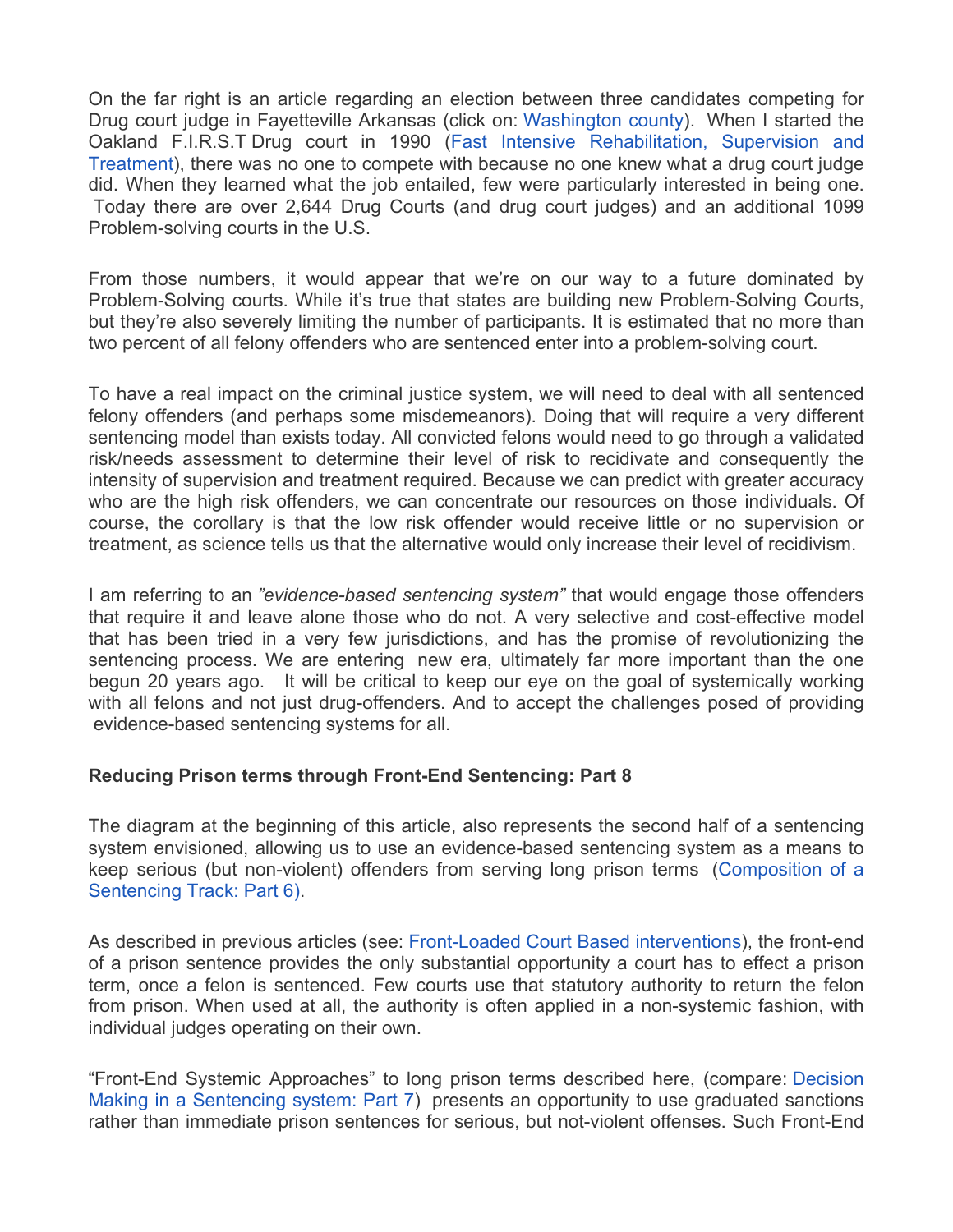On the far right is an article regarding an election between three candidates competing for Drug court judge in Fayetteville Arkansas (click on: Washington county). When I started the Oakland F.I.R.S.T Drug court in 1990 (Fast Intensive Rehabilitation, Supervision and Treatment), there was no one to compete with because no one knew what a drug court judge did. When they learned what the job entailed, few were particularly interested in being one. Today there are over 2,644 Drug Courts (and drug court judges) and an additional 1099 Problem-solving courts in the U.S.

From those numbers, it would appear that we're on our way to a future dominated by Problem-Solving courts. While it's true that states are building new Problem-Solving Courts, but they're also severely limiting the number of participants. It is estimated that no more than two percent of all felony offenders who are sentenced enter into a problem-solving court.

To have a real impact on the criminal justice system, we will need to deal with all sentenced felony offenders (and perhaps some misdemeanors). Doing that will require a very different sentencing model than exists today. All convicted felons would need to go through a validated risk/needs assessment to determine their level of risk to recidivate and consequently the intensity of supervision and treatment required. Because we can predict with greater accuracy who are the high risk offenders, we can concentrate our resources on those individuals. Of course, the corollary is that the low risk offender would receive little or no supervision or treatment, as science tells us that the alternative would only increase their level of recidivism.

I am referring to an *"evidence-based sentencing system"* that would engage those offenders that require it and leave alone those who do not. A very selective and cost-effective model that has been tried in a very few jurisdictions, and has the promise of revolutionizing the sentencing process. We are entering new era, ultimately far more important than the one begun 20 years ago. It will be critical to keep our eye on the goal of systemically working with all felons and not just drug-offenders. And to accept the challenges posed of providing evidence-based sentencing systems for all.

**Reducing Prison terms through Front-End Sentencing: Part 8**

The diagram at the beginning of this article, also represents the second half of a sentencing system envisioned, allowing us to use an evidence-based sentencing system as a means to keep serious (but non-violent) offenders from serving long prison terms (Composition of a Sentencing Track: Part 6).

As described in previous articles (see: Front-Loaded Court Based interventions), the front-end of a prison sentence provides the only substantial opportunity a court has to effect a prison term, once a felon is sentenced. Few courts use that statutory authority to return the felon from prison. When used at all, the authority is often applied in a non-systemic fashion, with individual judges operating on their own.

"Front-End Systemic Approaches" to long prison terms described here, (compare: Decision Making in a Sentencing system: Part 7) presents an opportunity to use graduated sanctions rather than immediate prison sentences for serious, but not-violent offenses. Such Front-End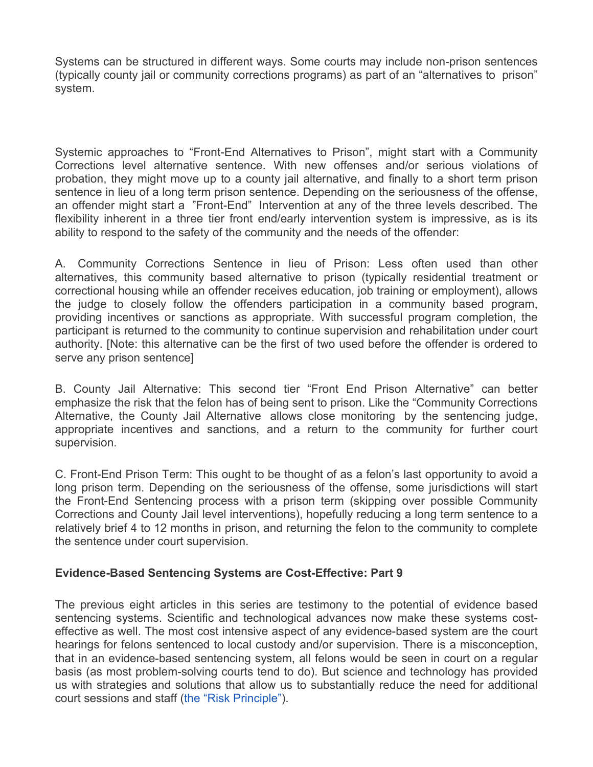Systems can be structured in different ways. Some courts may include non-prison sentences (typically county jail or community corrections programs) as part of an "alternatives to prison" system.

Systemic approaches to "Front-End Alternatives to Prison", might start with a Community Corrections level alternative sentence. With new offenses and/or serious violations of probation, they might move up to a county jail alternative, and finally to a short term prison sentence in lieu of a long term prison sentence. Depending on the seriousness of the offense, an offender might start a "Front-End" Intervention at any of the three levels described. The flexibility inherent in a three tier front end/early intervention system is impressive, as is its ability to respond to the safety of the community and the needs of the offender:

A. Community Corrections Sentence in lieu of Prison: Less often used than other alternatives, this community based alternative to prison (typically residential treatment or correctional housing while an offender receives education, job training or employment), allows the judge to closely follow the offenders participation in a community based program, providing incentives or sanctions as appropriate. With successful program completion, the participant is returned to the community to continue supervision and rehabilitation under court authority. [Note: this alternative can be the first of two used before the offender is ordered to serve any prison sentence]

B. County Jail Alternative: This second tier "Front End Prison Alternative" can better emphasize the risk that the felon has of being sent to prison. Like the "Community Corrections Alternative, the County Jail Alternative allows close monitoring by the sentencing judge, appropriate incentives and sanctions, and a return to the community for further court supervision.

C. Front-End Prison Term: This ought to be thought of as a felon's last opportunity to avoid a long prison term. Depending on the seriousness of the offense, some jurisdictions will start the Front-End Sentencing process with a prison term (skipping over possible Community Corrections and County Jail level interventions), hopefully reducing a long term sentence to a relatively brief 4 to 12 months in prison, and returning the felon to the community to complete the sentence under court supervision.

**Evidence-Based Sentencing Systems are Cost-Effective: Part 9**

The previous eight articles in this series are testimony to the potential of evidence based sentencing systems. Scientific and technological advances now make these systems cost-effective as well. The most cost intensive aspect of any evidence-based system are the court hearings for felons sentenced to local custody and/or supervision. There is a misconception, that in an evidence-based sentencing system, all felons would be seen in court on a regular basis (as most problem-solving courts tend to do). But science and technology has provided us with strategies and solutions that allow us to substantially reduce the need for additional court sessions and staff (the "Risk Principle").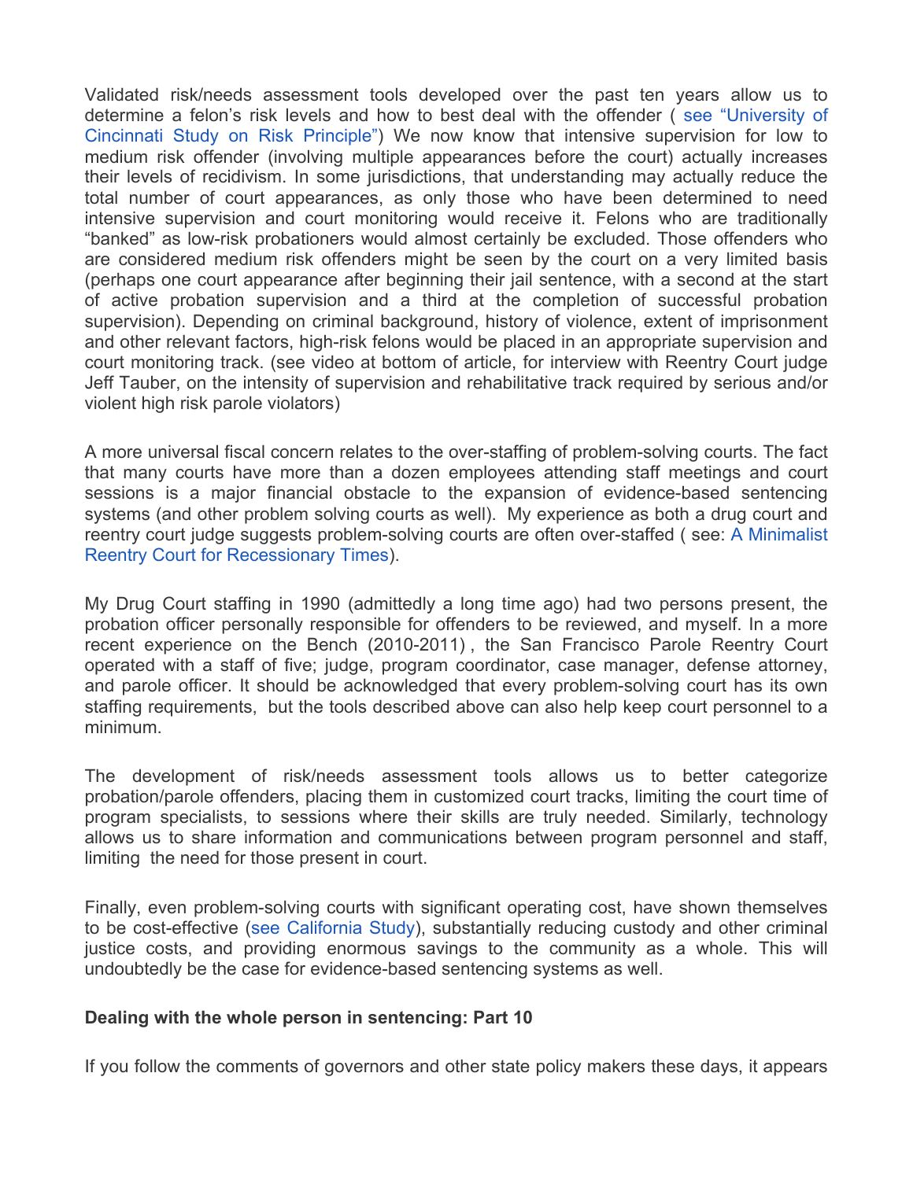Validated risk/needs assessment tools developed over the past ten years allow us to determine a felon's risk levels and how to best deal with the offender ( see "University of Cincinnati Study on Risk Principle") We now know that intensive supervision for low to medium risk offender (involving multiple appearances before the court) actually increases their levels of recidivism. In some jurisdictions, that understanding may actually reduce the total number of court appearances, as only those who have been determined to need intensive supervision and court monitoring would receive it. Felons who are traditionally "banked" as low-risk probationers would almost certainly be excluded. Those offenders who are considered medium risk offenders might be seen by the court on a very limited basis (perhaps one court appearance after beginning their jail sentence, with a second at the start of active probation supervision and a third at the completion of successful probation supervision). Depending on criminal background, history of violence, extent of imprisonment and other relevant factors, high-risk felons would be placed in an appropriate supervision and court monitoring track. (see video at bottom of article, for interview with Reentry Court judge Jeff Tauber, on the intensity of supervision and rehabilitative track required by serious and/or violent high risk parole violators)

A more universal fiscal concern relates to the over-staffing of problem-solving courts. The fact that many courts have more than a dozen employees attending staff meetings and court sessions is a major financial obstacle to the expansion of evidence-based sentencing systems (and other problem solving courts as well). My experience as both a drug court and reentry court judge suggests problem-solving courts are often over-staffed ( see: A Minimalist Reentry Court for Recessionary Times).

My Drug Court staffing in 1990 (admittedly a long time ago) had two persons present, the probation officer personally responsible for offenders to be reviewed, and myself. In a more recent experience on the Bench (2010-2011) , the San Francisco Parole Reentry Court operated with a staff of five; judge, program coordinator, case manager, defense attorney, and parole officer. It should be acknowledged that every problem-solving court has its own staffing requirements, but the tools described above can also help keep court personnel to a minimum.

The development of risk/needs assessment tools allows us to better categorize probation/parole offenders, placing them in customized court tracks, limiting the court time of program specialists, to sessions where their skills are truly needed. Similarly, technology allows us to share information and communications between program personnel and staff, limiting the need for those present in court.

Finally, even problem-solving courts with significant operating cost, have shown themselves to be cost-effective (see California Study), substantially reducing custody and other criminal justice costs, and providing enormous savings to the community as a whole. This will undoubtedly be the case for evidence-based sentencing systems as well.

**Dealing with the whole person in sentencing: Part 10**

If you follow the comments of governors and other state policy makers these days, it appears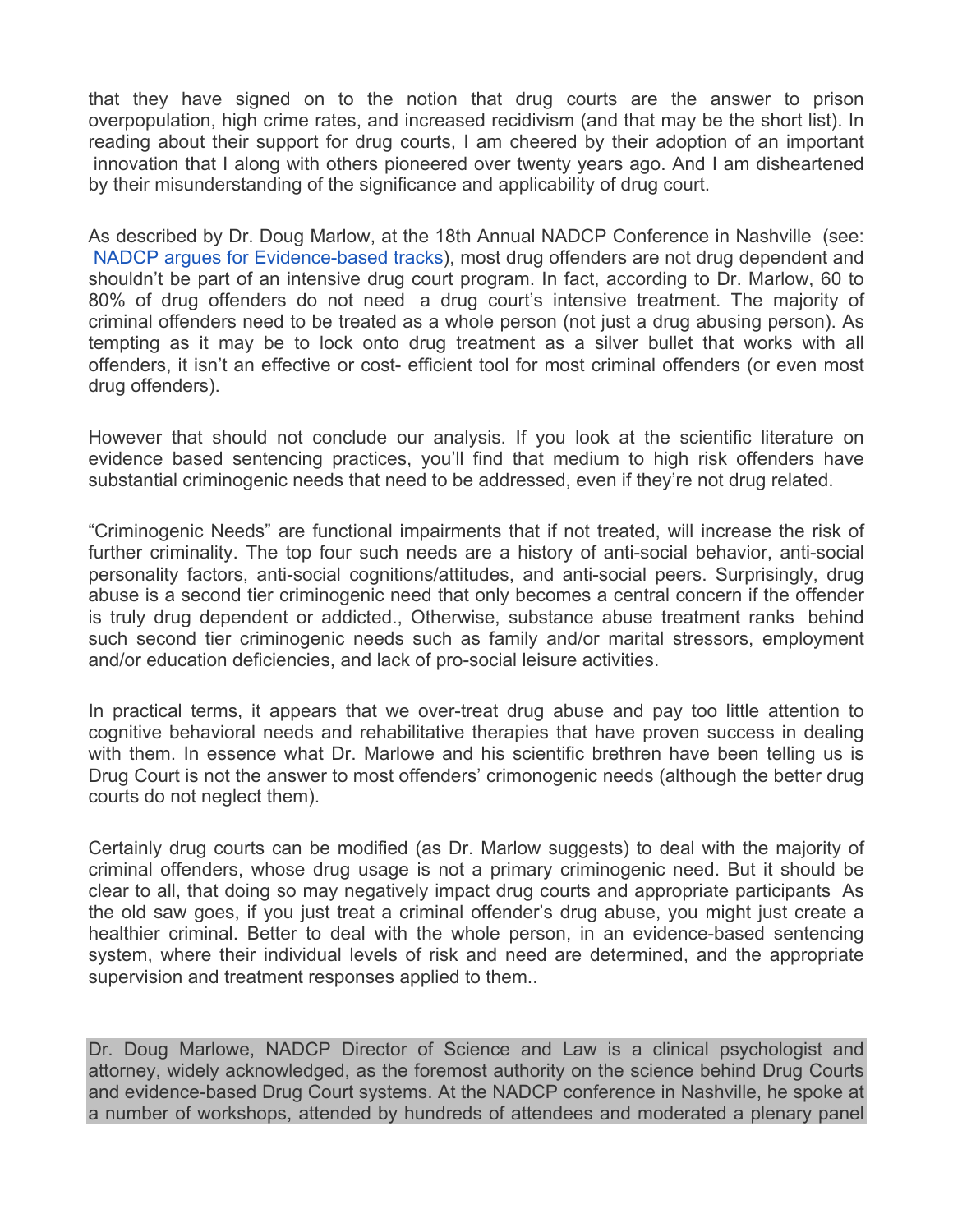that they have signed on to the notion that drug courts are the answer to prison overpopulation, high crime rates, and increased recidivism (and that may be the short list). In reading about their support for drug courts, I am cheered by their adoption of an important innovation that I along with others pioneered over twenty years ago. And I am disheartened by their misunderstanding of the significance and applicability of drug court.

As described by Dr. Doug Marlow, at the 18th Annual NADCP Conference in Nashville (see: NADCP argues for Evidence-based tracks), most drug offenders are not drug dependent and shouldn't be part of an intensive drug court program. In fact, according to Dr. Marlow, 60 to 80% of drug offenders do not need a drug court's intensive treatment. The majority of criminal offenders need to be treated as a whole person (not just a drug abusing person). As tempting as it may be to lock onto drug treatment as a silver bullet that works with all offenders, it isn't an effective or cost- efficient tool for most criminal offenders (or even most drug offenders).

However that should not conclude our analysis. If you look at the scientific literature on evidence based sentencing practices, you'll find that medium to high risk offenders have substantial criminogenic needs that need to be addressed, even if they're not drug related.

"Criminogenic Needs" are functional impairments that if not treated, will increase the risk of further criminality. The top four such needs are a history of anti-social behavior, anti-social personality factors, anti-social cognitions/attitudes, and anti-social peers. Surprisingly, drug abuse is a second tier criminogenic need that only becomes a central concern if the offender is truly drug dependent or addicted., Otherwise, substance abuse treatment ranks behind such second tier criminogenic needs such as family and/or marital stressors, employment and/or education deficiencies, and lack of pro-social leisure activities.

In practical terms, it appears that we over-treat drug abuse and pay too little attention to cognitive behavioral needs and rehabilitative therapies that have proven success in dealing with them. In essence what Dr. Marlowe and his scientific brethren have been telling us is Drug Court is not the answer to most offenders' crimonogenic needs (although the better drug courts do not neglect them).

Certainly drug courts can be modified (as Dr. Marlow suggests) to deal with the majority of criminal offenders, whose drug usage is not a primary criminogenic need. But it should be clear to all, that doing so may negatively impact drug courts and appropriate participants As the old saw goes, if you just treat a criminal offender's drug abuse, you might just create a healthier criminal. Better to deal with the whole person, in an evidence-based sentencing system, where their individual levels of risk and need are determined, and the appropriate supervision and treatment responses applied to them..

Dr. Doug Marlowe, NADCP Director of Science and Law is a clinical psychologist and attorney, widely acknowledged, as the foremost authority on the science behind Drug Courts and evidence-based Drug Court systems. At the NADCP conference in Nashville, he spoke at a number of workshops, attended by hundreds of attendees and moderated a plenary panel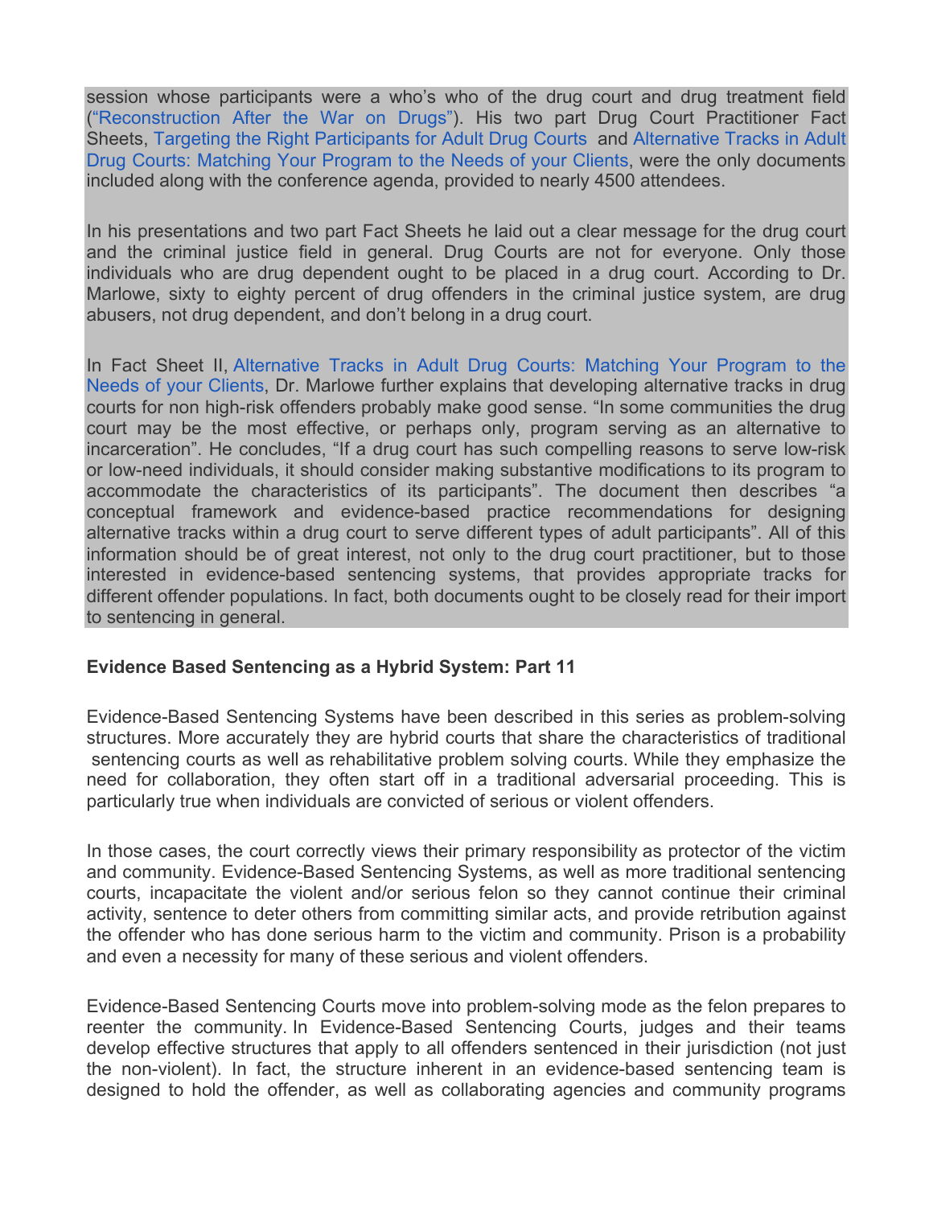session whose participants were a who's who of the drug court and drug treatment field ("Reconstruction After the War on Drugs"). His two part Drug Court Practitioner Fact Sheets, Targeting the Right Participants for Adult Drug Courts and Alternative Tracks in Adult Drug Courts: Matching Your Program to the Needs of your Clients, were the only documents included along with the conference agenda, provided to nearly 4500 attendees.

In his presentations and two part Fact Sheets he laid out a clear message for the drug court and the criminal justice field in general. Drug Courts are not for everyone. Only those individuals who are drug dependent ought to be placed in a drug court. According to Dr. Marlowe, sixty to eighty percent of drug offenders in the criminal justice system, are drug abusers, not drug dependent, and don't belong in a drug court.

In Fact Sheet II, Alternative Tracks in Adult Drug Courts: Matching Your Program to the Needs of your Clients, Dr. Marlowe further explains that developing alternative tracks in drug courts for non high-risk offenders probably make good sense. "In some communities the drug court may be the most effective, or perhaps only, program serving as an alternative to incarceration". He concludes, "If a drug court has such compelling reasons to serve low-risk or low-need individuals, it should consider making substantive modifications to its program to accommodate the characteristics of its participants". The document then describes "a conceptual framework and evidence-based practice recommendations for designing alternative tracks within a drug court to serve different types of adult participants". All of this information should be of great interest, not only to the drug court practitioner, but to those interested in evidence-based sentencing systems, that provides appropriate tracks for different offender populations. In fact, both documents ought to be closely read for their import to sentencing in general.

**Evidence Based Sentencing as a Hybrid System: Part 11**

Evidence-Based Sentencing Systems have been described in this series as problem-solving structures. More accurately they are hybrid courts that share the characteristics of traditional sentencing courts as well as rehabilitative problem solving courts. While they emphasize the need for collaboration, they often start off in a traditional adversarial proceeding. This is particularly true when individuals are convicted of serious or violent offenders.

In those cases, the court correctly views their primary responsibility as protector of the victim and community. Evidence-Based Sentencing Systems, as well as more traditional sentencing courts, incapacitate the violent and/or serious felon so they cannot continue their criminal activity, sentence to deter others from committing similar acts, and provide retribution against the offender who has done serious harm to the victim and community. Prison is a probability and even a necessity for many of these serious and violent offenders.

Evidence-Based Sentencing Courts move into problem-solving mode as the felon prepares to reenter the community. In Evidence-Based Sentencing Courts, judges and their teams develop effective structures that apply to all offenders sentenced in their jurisdiction (not just the non-violent). In fact, the structure inherent in an evidence-based sentencing team is designed to hold the offender, as well as collaborating agencies and community programs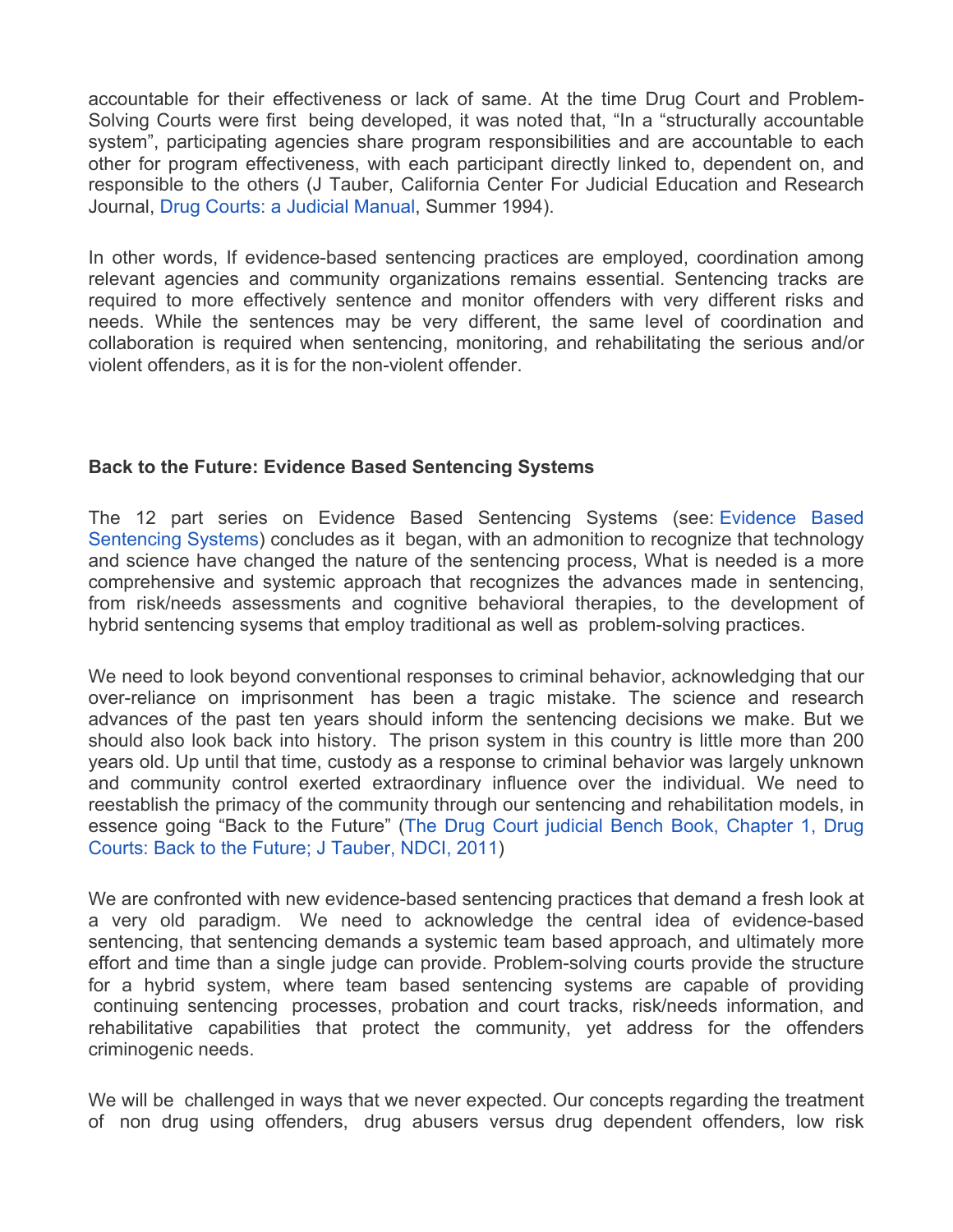accountable for their effectiveness or lack of same. At the time Drug Court and Problem-Solving Courts were first being developed, it was noted that, "In a "structurally accountable system", participating agencies share program responsibilities and are accountable to each other for program effectiveness, with each participant directly linked to, dependent on, and responsible to the others (J Tauber, California Center For Judicial Education and Research Journal, Drug Courts: a Judicial Manual, Summer 1994).

In other words, If evidence-based sentencing practices are employed, coordination among relevant agencies and community organizations remains essential. Sentencing tracks are required to more effectively sentence and monitor offenders with very different risks and needs. While the sentences may be very different, the same level of coordination and collaboration is required when sentencing, monitoring, and rehabilitating the serious and/or violent offenders, as it is for the non-violent offender.

**Back to the Future: Evidence Based Sentencing Systems**

The 12 part series on Evidence Based Sentencing Systems (see: Evidence Based Sentencing Systems) concludes as it began, with an admonition to recognize that technology and science have changed the nature of the sentencing process, What is needed is a more comprehensive and systemic approach that recognizes the advances made in sentencing, from risk/needs assessments and cognitive behavioral therapies, to the development of hybrid sentencing sysems that employ traditional as well as problem-solving practices.

We need to look beyond conventional responses to criminal behavior, acknowledging that our over-reliance on imprisonment has been a tragic mistake. The science and research advances of the past ten years should inform the sentencing decisions we make. But we should also look back into history. The prison system in this country is little more than 200 years old. Up until that time, custody as a response to criminal behavior was largely unknown and community control exerted extraordinary influence over the individual. We need to reestablish the primacy of the community through our sentencing and rehabilitation models, in essence going "Back to the Future" (The Drug Court judicial Bench Book, Chapter 1, Drug Courts: Back to the Future; J Tauber, NDCI, 2011)

We are confronted with new evidence-based sentencing practices that demand a fresh look at a very old paradigm. We need to acknowledge the central idea of evidence-based sentencing, that sentencing demands a systemic team based approach, and ultimately more effort and time than a single judge can provide. Problem-solving courts provide the structure for a hybrid system, where team based sentencing systems are capable of providing continuing sentencing processes, probation and court tracks, risk/needs information, and rehabilitative capabilities that protect the community, yet address for the offenders criminogenic needs.

We will be challenged in ways that we never expected. Our concepts regarding the treatment of non drug using offenders, drug abusers versus drug dependent offenders, low risk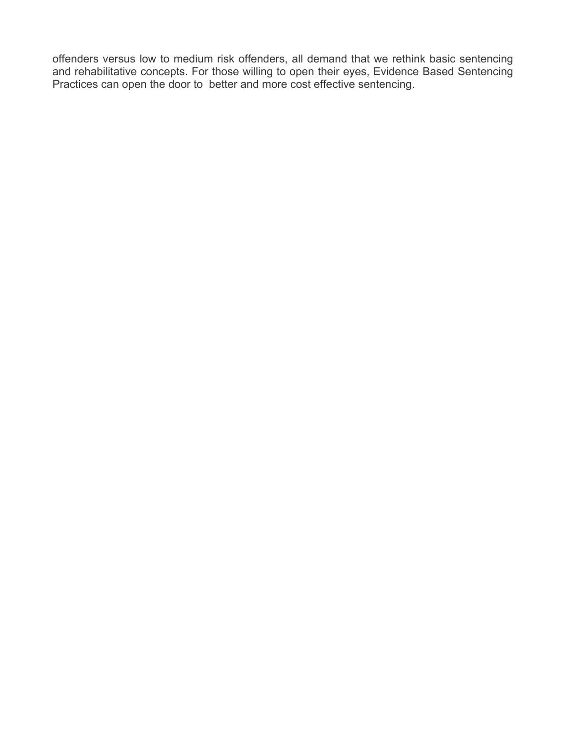offenders versus low to medium risk offenders, all demand that we rethink basic sentencing and rehabilitative concepts. For those willing to open their eyes, Evidence Based Sentencing Practices can open the door to better and more cost effective sentencing.